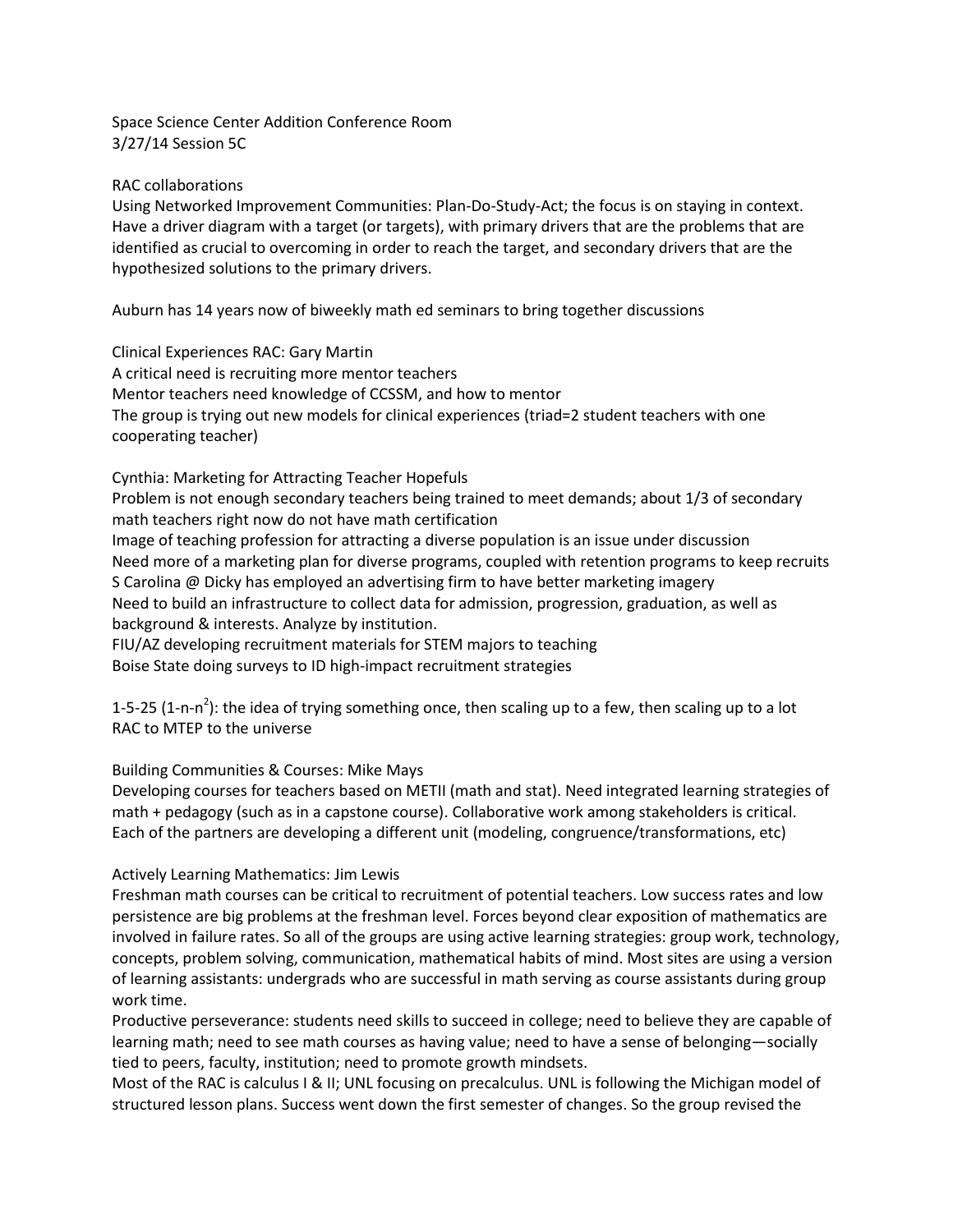Space Science Center Addition Conference Room
3/27/14 Session 5C

RAC collaborations
Using Networked Improvement Communities: Plan-Do-Study-Act; the focus is on staying in context. Have a driver diagram with a target (or targets), with primary drivers that are the problems that are identified as crucial to overcoming in order to reach the target, and secondary drivers that are the hypothesized solutions to the primary drivers.

Auburn has 14 years now of biweekly math ed seminars to bring together discussions

Clinical Experiences RAC: Gary Martin
A critical need is recruiting more mentor teachers
Mentor teachers need knowledge of CCSSM, and how to mentor
The group is trying out new models for clinical experiences (triad=2 student teachers with one cooperating teacher)

Cynthia: Marketing for Attracting Teacher Hopefuls
Problem is not enough secondary teachers being trained to meet demands; about 1/3 of secondary math teachers right now do not have math certification
Image of teaching profession for attracting a diverse population is an issue under discussion
Need more of a marketing plan for diverse programs, coupled with retention programs to keep recruits
S Carolina @ Dicky has employed an advertising firm to have better marketing imagery
Need to build an infrastructure to collect data for admission, progression, graduation, as well as background & interests. Analyze by institution.
FIU/AZ developing recruitment materials for STEM majors to teaching
Boise State doing surveys to ID high-impact recruitment strategies

1-5-25 ($1$-$n$-$n^2$): the idea of trying something once, then scaling up to a few, then scaling up to a lot
RAC to MTEP to the universe

Building Communities & Courses: Mike Mays
Developing courses for teachers based on METII (math and stat). Need integrated learning strategies of math + pedagogy (such as in a capstone course). Collaborative work among stakeholders is critical. Each of the partners are developing a different unit (modeling, congruence/transformations, etc)

Actively Learning Mathematics: Jim Lewis
Freshman math courses can be critical to recruitment of potential teachers. Low success rates and low persistence are big problems at the freshman level. Forces beyond clear exposition of mathematics are involved in failure rates. So all of the groups are using active learning strategies: group work, technology, concepts, problem solving, communication, mathematical habits of mind. Most sites are using a version of learning assistants: undergrads who are successful in math serving as course assistants during group work time.
Productive perseverance: students need skills to succeed in college; need to believe they are capable of learning math; need to see math courses as having value; need to have a sense of belonging—socially tied to peers, faculty, institution; need to promote growth mindsets.
Most of the RAC is calculus I & II; UNL focusing on precalculus. UNL is following the Michigan model of structured lesson plans. Success went down the first semester of changes. So the group revised the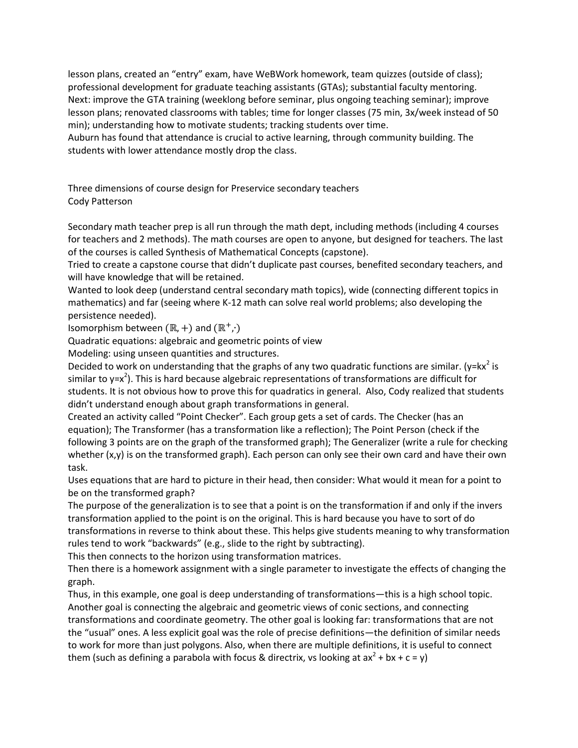lesson plans, created an "entry" exam, have WeBWork homework, team quizzes (outside of class); professional development for graduate teaching assistants (GTAs); substantial faculty mentoring.
Next: improve the GTA training (weeklong before seminar, plus ongoing teaching seminar); improve lesson plans; renovated classrooms with tables; time for longer classes (75 min, 3x/week instead of 50 min); understanding how to motivate students; tracking students over time.
Auburn has found that attendance is crucial to active learning, through community building. The students with lower attendance mostly drop the class.

Three dimensions of course design for Preservice secondary teachers
Cody Patterson

Secondary math teacher prep is all run through the math dept, including methods (including 4 courses for teachers and 2 methods). The math courses are open to anyone, but designed for teachers. The last of the courses is called Synthesis of Mathematical Concepts (capstone).
Tried to create a capstone course that didn't duplicate past courses, benefited secondary teachers, and will have knowledge that will be retained.
Wanted to look deep (understand central secondary math topics), wide (connecting different topics in mathematics) and far (seeing where K-12 math can solve real world problems; also developing the persistence needed).
Isomorphism between $(\mathbb{R}, +)$ and $(\mathbb{R}^+, \cdot)$
Quadratic equations: algebraic and geometric points of view
Modeling: using unseen quantities and structures.
Decided to work on understanding that the graphs of any two quadratic functions are similar. ($y=kx^2$ is similar to $y=x^2$). This is hard because algebraic representations of transformations are difficult for students. It is not obvious how to prove this for quadratics in general. Also, Cody realized that students didn't understand enough about graph transformations in general.
Created an activity called "Point Checker". Each group gets a set of cards. The Checker (has an equation); The Transformer (has a transformation like a reflection); The Point Person (check if the following 3 points are on the graph of the transformed graph); The Generalizer (write a rule for checking whether (x,y) is on the transformed graph). Each person can only see their own card and have their own task.
Uses equations that are hard to picture in their head, then consider: What would it mean for a point to be on the transformed graph?
The purpose of the generalization is to see that a point is on the transformation if and only if the invers transformation applied to the point is on the original. This is hard because you have to sort of do transformations in reverse to think about these. This helps give students meaning to why transformation rules tend to work "backwards" (e.g., slide to the right by subtracting).
This then connects to the horizon using transformation matrices.
Then there is a homework assignment with a single parameter to investigate the effects of changing the graph.
Thus, in this example, one goal is deep understanding of transformations—this is a high school topic. Another goal is connecting the algebraic and geometric views of conic sections, and connecting transformations and coordinate geometry. The other goal is looking far: transformations that are not the "usual" ones. A less explicit goal was the role of precise definitions—the definition of similar needs to work for more than just polygons. Also, when there are multiple definitions, it is useful to connect them (such as defining a parabola with focus & directrix, vs looking at $ax^2 + bx + c = y$)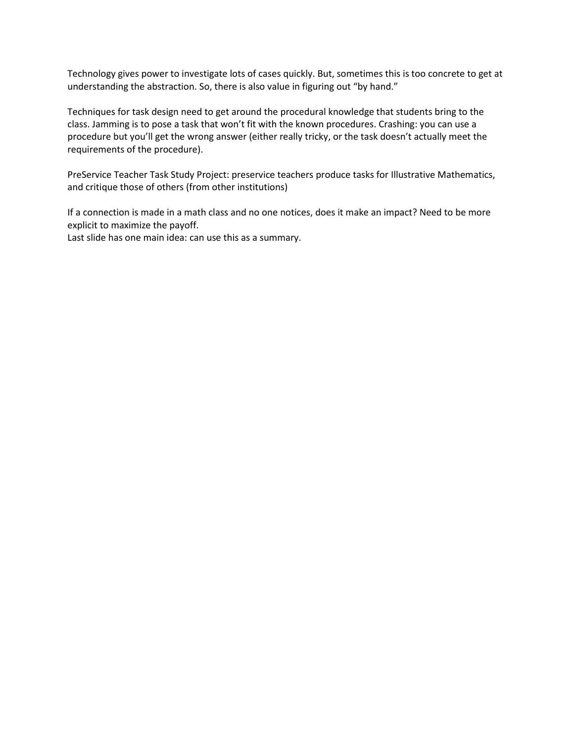Technology gives power to investigate lots of cases quickly. But, sometimes this is too concrete to get at understanding the abstraction. So, there is also value in figuring out "by hand."

Techniques for task design need to get around the procedural knowledge that students bring to the class. Jamming is to pose a task that won't fit with the known procedures. Crashing: you can use a procedure but you'll get the wrong answer (either really tricky, or the task doesn't actually meet the requirements of the procedure).

PreService Teacher Task Study Project: preservice teachers produce tasks for Illustrative Mathematics, and critique those of others (from other institutions)

If a connection is made in a math class and no one notices, does it make an impact? Need to be more explicit to maximize the payoff.
Last slide has one main idea: can use this as a summary.